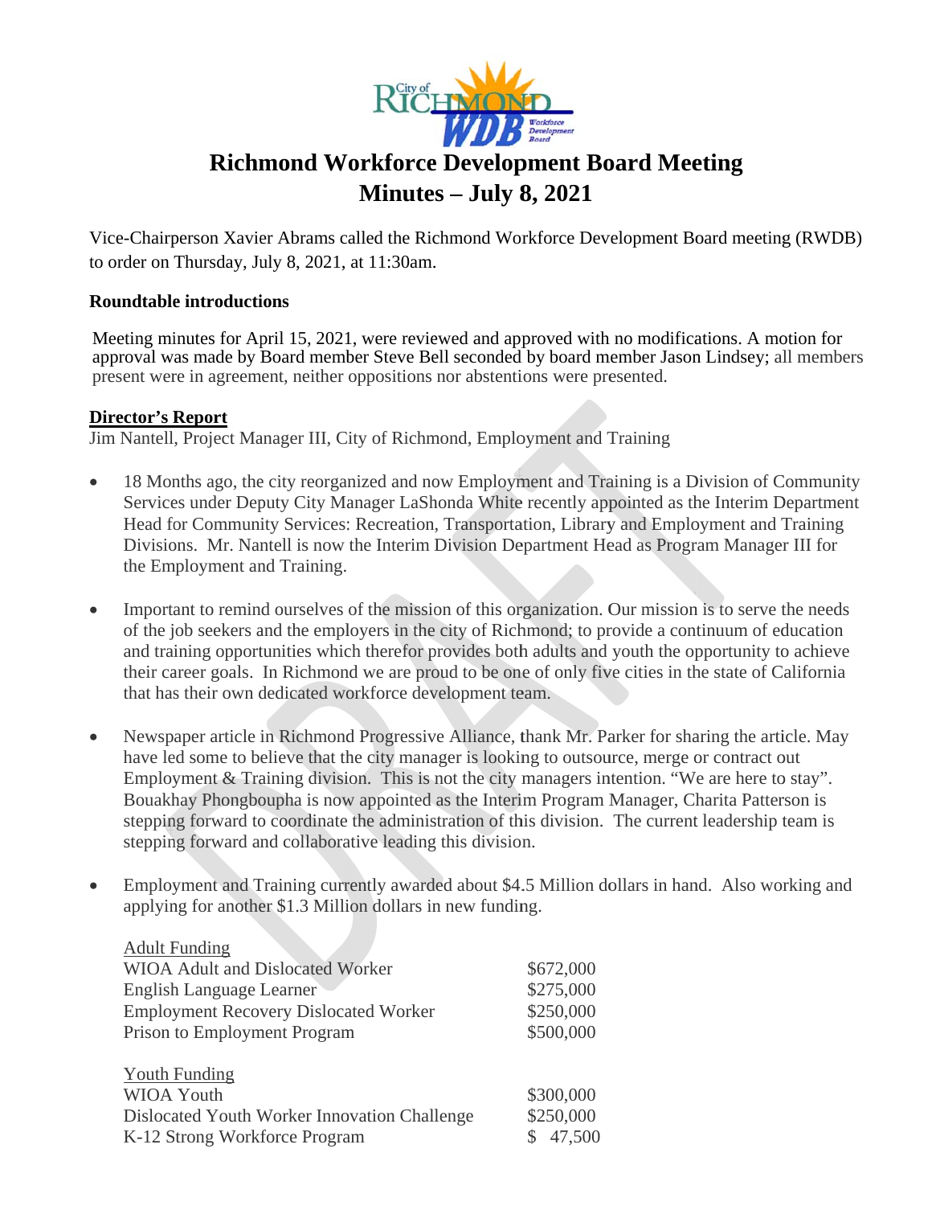# Richmond Workforce Development Board Meeting
# Minutes – July 8, 2021

Vice-Chairperson Xavier Abrams called the Richmond Workforce Development Board meeting (RWDB) to order on Thursday, July 8, 2021, at 11:30am.

**Roundtable introductions**

Meeting minutes for April 15, 2021, were reviewed and approved with no modifications. A motion for approval was made by Board member Steve Bell seconded by board member Jason Lindsey; all members present were in agreement, neither oppositions nor abstentions were presented.

**Director's Report**

Jim Nantell, Project Manager III, City of Richmond, Employment and Training

- 18 Months ago, the city reorganized and now Employment and Training is a Division of Community Services under Deputy City Manager LaShonda White recently appointed as the Interim Department Head for Community Services: Recreation, Transportation, Library and Employment and Training Divisions. Mr. Nantell is now the Interim Division Department Head as Program Manager III for the Employment and Training.

- Important to remind ourselves of the mission of this organization. Our mission is to serve the needs of the job seekers and the employers in the city of Richmond; to provide a continuum of education and training opportunities which therefor provides both adults and youth the opportunity to achieve their career goals. In Richmond we are proud to be one of only five cities in the state of California that has their own dedicated workforce development team.

- Newspaper article in Richmond Progressive Alliance, thank Mr. Parker for sharing the article. May have led some to believe that the city manager is looking to outsource, merge or contract out Employment & Training division. This is not the city managers intention. "We are here to stay". Bouakhay Phongboupha is now appointed as the Interim Program Manager, Charita Patterson is stepping forward to coordinate the administration of this division. The current leadership team is stepping forward and collaborative leading this division.

- Employment and Training currently awarded about $4.5 Million dollars in hand. Also working and applying for another $1.3 Million dollars in new funding.

| Adult Funding | |
|---|---|
| WIOA Adult and Dislocated Worker | $672,000 |
| English Language Learner | $275,000 |
| Employment Recovery Dislocated Worker | $250,000 |
| Prison to Employment Program | $500,000 |

| Youth Funding | |
|---|---|
| WIOA Youth | $300,000 |
| Dislocated Youth Worker Innovation Challenge | $250,000 |
| K-12 Strong Workforce Program | $ 47,500 |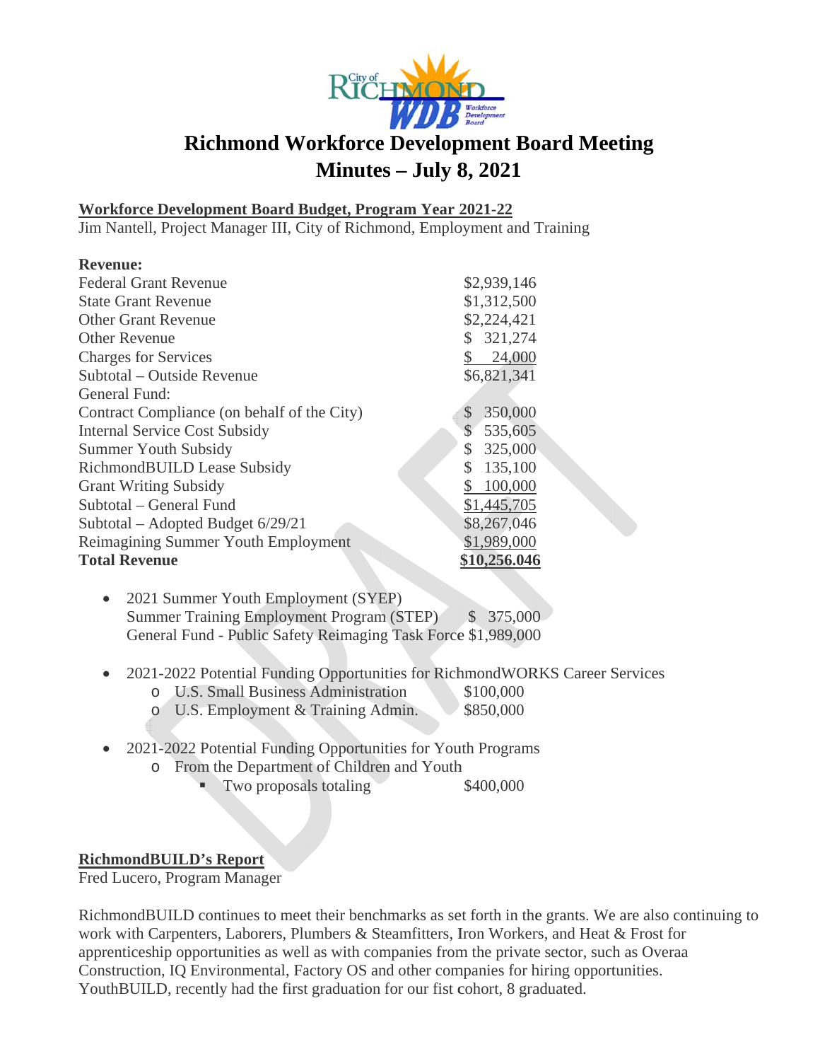# Richmond Workforce Development Board Meeting Minutes – July 8, 2021

## Workforce Development Board Budget, Program Year 2021-22

Jim Nantell, Project Manager III, City of Richmond, Employment and Training

| **Revenue:** | |
|---|---|
| Federal Grant Revenue | $2,939,146 |
| State Grant Revenue | $1,312,500 |
| Other Grant Revenue | $2,224,421 |
| Other Revenue | $ 321,274 |
| Charges for Services | $ 24,000 |
| Subtotal – Outside Revenue | $6,821,341 |
| General Fund: | |
| Contract Compliance (on behalf of the City) | $ 350,000 |
| Internal Service Cost Subsidy | $ 535,605 |
| Summer Youth Subsidy | $ 325,000 |
| RichmondBUILD Lease Subsidy | $ 135,100 |
| Grant Writing Subsidy | $ 100,000 |
| Subtotal – General Fund | $1,445,705 |
| Subtotal – Adopted Budget 6/29/21 | $8,267,046 |
| Reimagining Summer Youth Employment | $1,989,000 |
| **Total Revenue** | **$10,256.046** |

- 2021 Summer Youth Employment (SYEP)
  Summer Training Employment Program (STEP) $ 375,000
  General Fund - Public Safety Reimaging Task Force $1,989,000

- 2021-2022 Potential Funding Opportunities for RichmondWORKS Career Services
  - U.S. Small Business Administration $100,000
  - U.S. Employment & Training Admin. $850,000

- 2021-2022 Potential Funding Opportunities for Youth Programs
  - From the Department of Children and Youth
    - Two proposals totaling $400,000

## RichmondBUILD's Report

Fred Lucero, Program Manager

RichmondBUILD continues to meet their benchmarks as set forth in the grants. We are also continuing to work with Carpenters, Laborers, Plumbers & Steamfitters, Iron Workers, and Heat & Frost for apprenticeship opportunities as well as with companies from the private sector, such as Overaa Construction, IQ Environmental, Factory OS and other companies for hiring opportunities. YouthBUILD, recently had the first graduation for our fist cohort, 8 graduated.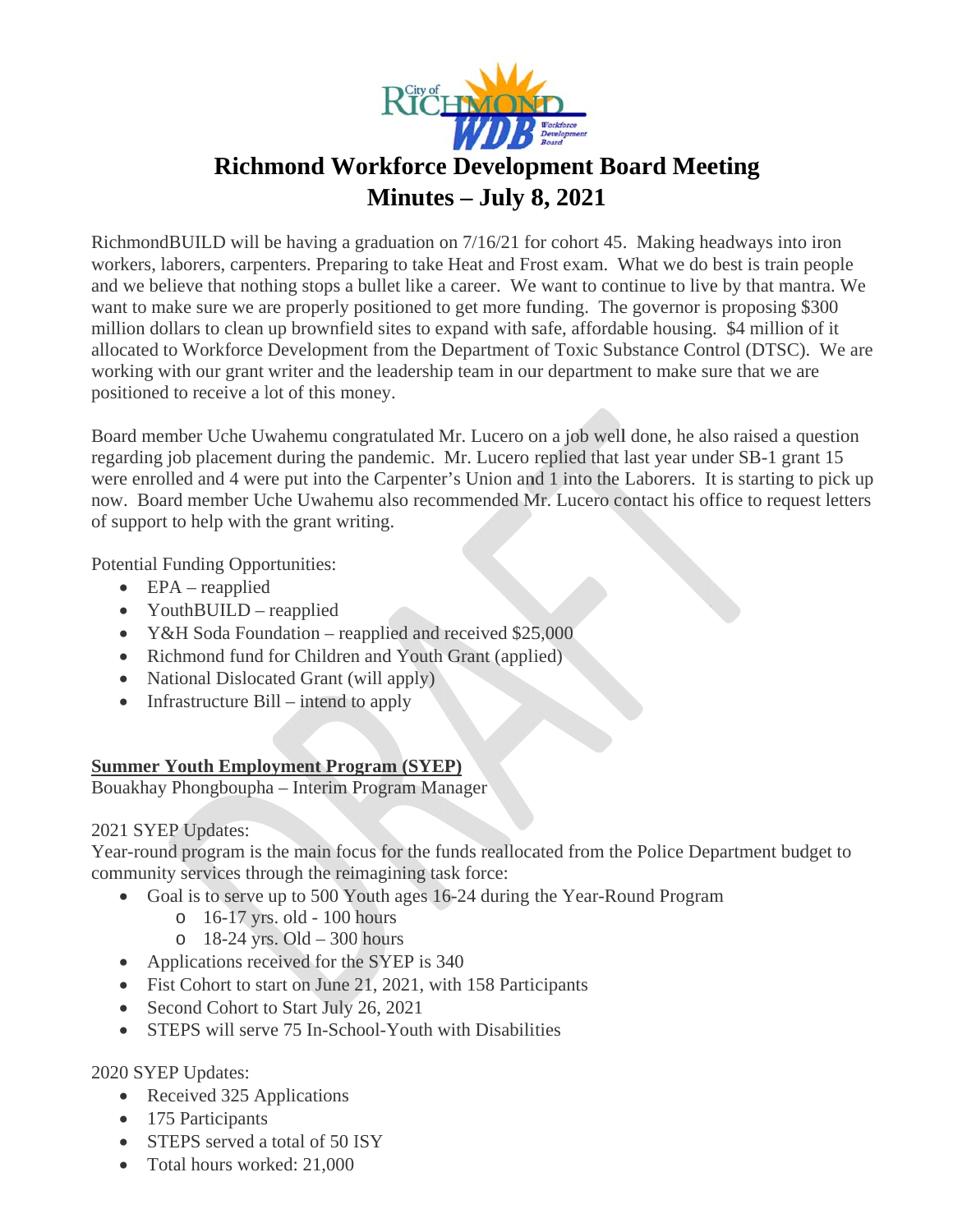# Richmond Workforce Development Board Meeting

## Minutes – July 8, 2021

RichmondBUILD will be having a graduation on 7/16/21 for cohort 45. Making headways into iron workers, laborers, carpenters. Preparing to take Heat and Frost exam. What we do best is train people and we believe that nothing stops a bullet like a career. We want to continue to live by that mantra. We want to make sure we are properly positioned to get more funding. The governor is proposing $300 million dollars to clean up brownfield sites to expand with safe, affordable housing. $4 million of it allocated to Workforce Development from the Department of Toxic Substance Control (DTSC). We are working with our grant writer and the leadership team in our department to make sure that we are positioned to receive a lot of this money.

Board member Uche Uwahemu congratulated Mr. Lucero on a job well done, he also raised a question regarding job placement during the pandemic. Mr. Lucero replied that last year under SB-1 grant 15 were enrolled and 4 were put into the Carpenter's Union and 1 into the Laborers. It is starting to pick up now. Board member Uche Uwahemu also recommended Mr. Lucero contact his office to request letters of support to help with the grant writing.

Potential Funding Opportunities:

- EPA – reapplied
- YouthBUILD – reapplied
- Y&H Soda Foundation – reapplied and received $25,000
- Richmond fund for Children and Youth Grant (applied)
- National Dislocated Grant (will apply)
- Infrastructure Bill – intend to apply

**<u>Summer Youth Employment Program (SYEP)</u>**
Bouakhay Phongboupha – Interim Program Manager

2021 SYEP Updates:
Year-round program is the main focus for the funds reallocated from the Police Department budget to community services through the reimagining task force:

- Goal is to serve up to 500 Youth ages 16-24 during the Year-Round Program
  - 16-17 yrs. old - 100 hours
  - 18-24 yrs. Old – 300 hours
- Applications received for the SYEP is 340
- Fist Cohort to start on June 21, 2021, with 158 Participants
- Second Cohort to Start July 26, 2021
- STEPS will serve 75 In-School-Youth with Disabilities

2020 SYEP Updates:

- Received 325 Applications
- 175 Participants
- STEPS served a total of 50 ISY
- Total hours worked: 21,000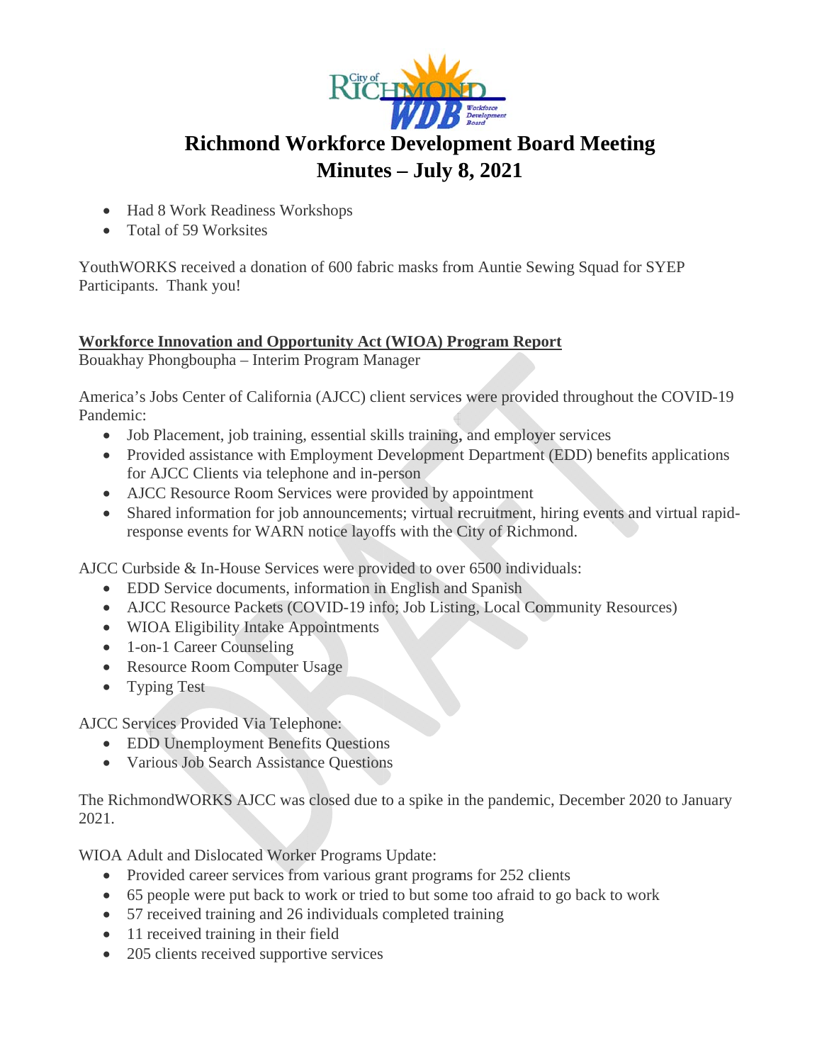# Richmond Workforce Development Board Meeting
# Minutes – July 8, 2021

- Had 8 Work Readiness Workshops
- Total of 59 Worksites

YouthWORKS received a donation of 600 fabric masks from Auntie Sewing Squad for SYEP Participants. Thank you!

**Workforce Innovation and Opportunity Act (WIOA) Program Report**
Bouakhay Phongboupha – Interim Program Manager

America's Jobs Center of California (AJCC) client services were provided throughout the COVID-19 Pandemic:

- Job Placement, job training, essential skills training, and employer services
- Provided assistance with Employment Development Department (EDD) benefits applications for AJCC Clients via telephone and in-person
- AJCC Resource Room Services were provided by appointment
- Shared information for job announcements; virtual recruitment, hiring events and virtual rapid-response events for WARN notice layoffs with the City of Richmond.

AJCC Curbside & In-House Services were provided to over 6500 individuals:

- EDD Service documents, information in English and Spanish
- AJCC Resource Packets (COVID-19 info; Job Listing, Local Community Resources)
- WIOA Eligibility Intake Appointments
- 1-on-1 Career Counseling
- Resource Room Computer Usage
- Typing Test

AJCC Services Provided Via Telephone:

- EDD Unemployment Benefits Questions
- Various Job Search Assistance Questions

The RichmondWORKS AJCC was closed due to a spike in the pandemic, December 2020 to January 2021.

WIOA Adult and Dislocated Worker Programs Update:

- Provided career services from various grant programs for 252 clients
- 65 people were put back to work or tried to but some too afraid to go back to work
- 57 received training and 26 individuals completed training
- 11 received training in their field
- 205 clients received supportive services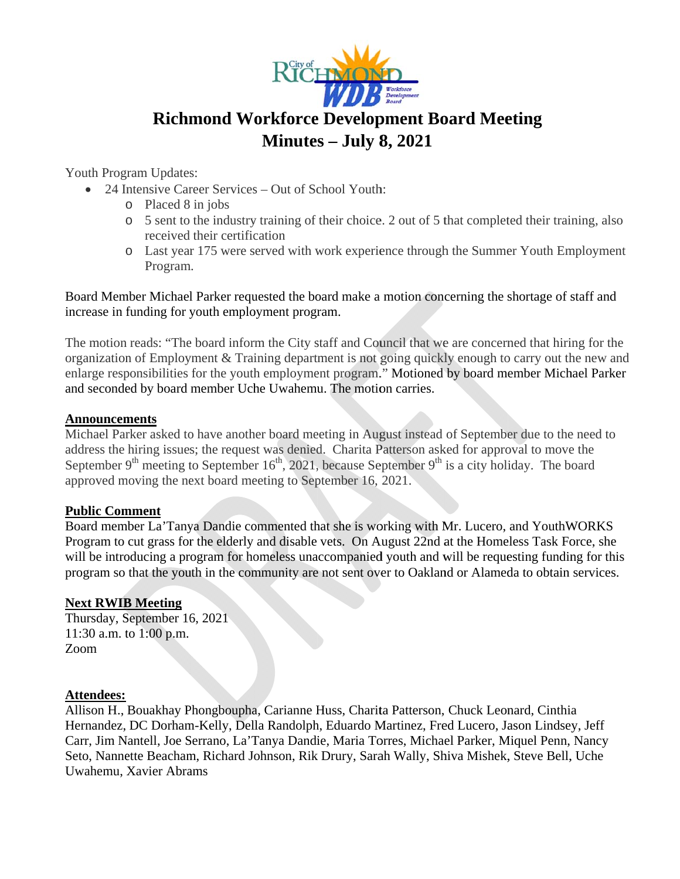# Richmond Workforce Development Board Meeting

## Minutes – July 8, 2021

Youth Program Updates:

- 24 Intensive Career Services – Out of School Youth:
  - Placed 8 in jobs
  - 5 sent to the industry training of their choice. 2 out of 5 that completed their training, also received their certification
  - Last year 175 were served with work experience through the Summer Youth Employment Program.

Board Member Michael Parker requested the board make a motion concerning the shortage of staff and increase in funding for youth employment program.

The motion reads: "The board inform the City staff and Council that we are concerned that hiring for the organization of Employment & Training department is not going quickly enough to carry out the new and enlarge responsibilities for the youth employment program." Motioned by board member Michael Parker and seconded by board member Uche Uwahemu. The motion carries.

**Announcements**

Michael Parker asked to have another board meeting in August instead of September due to the need to address the hiring issues; the request was denied. Charita Patterson asked for approval to move the September 9th meeting to September 16th, 2021, because September 9th is a city holiday. The board approved moving the next board meeting to September 16, 2021.

**Public Comment**

Board member La'Tanya Dandie commented that she is working with Mr. Lucero, and YouthWORKS Program to cut grass for the elderly and disable vets. On August 22nd at the Homeless Task Force, she will be introducing a program for homeless unaccompanied youth and will be requesting funding for this program so that the youth in the community are not sent over to Oakland or Alameda to obtain services.

**Next RWIB Meeting**

Thursday, September 16, 2021
11:30 a.m. to 1:00 p.m.
Zoom

**Attendees:**

Allison H., Bouakhay Phongboupha, Carianne Huss, Charita Patterson, Chuck Leonard, Cinthia Hernandez, DC Dorham-Kelly, Della Randolph, Eduardo Martinez, Fred Lucero, Jason Lindsey, Jeff Carr, Jim Nantell, Joe Serrano, La'Tanya Dandie, Maria Torres, Michael Parker, Miquel Penn, Nancy Seto, Nannette Beacham, Richard Johnson, Rik Drury, Sarah Wally, Shiva Mishek, Steve Bell, Uche Uwahemu, Xavier Abrams